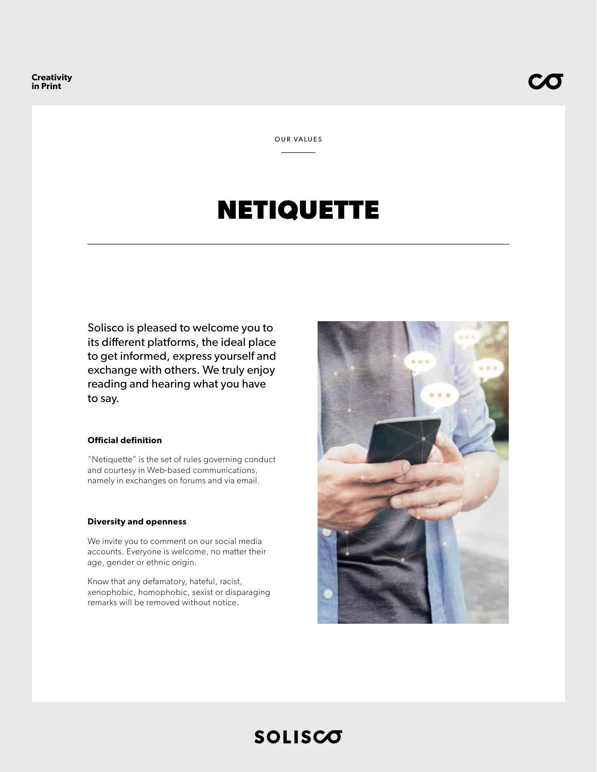OUR VALUES

# NETIQUETTE

Solisco is pleased to welcome you to its different platforms, the ideal place to get informed, express yourself and exchange with others. We truly enjoy reading and hearing what you have to say.

**Official definition**

"Netiquette" is the set of rules governing conduct and courtesy in Web-based communications, namely in exchanges on forums and via email.

**Diversity and openness**

We invite you to comment on our social media accounts. Everyone is welcome, no matter their age, gender or ethnic origin.

Know that any defamatory, hateful, racist, xenophobic, homophobic, sexist or disparaging remarks will be removed without notice.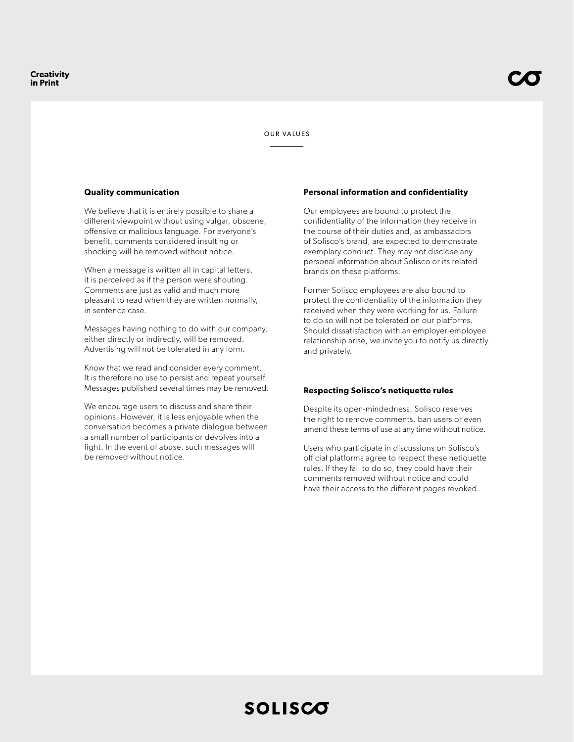OUR VALUES

## Quality communication

We believe that it is entirely possible to share a different viewpoint without using vulgar, obscene, offensive or malicious language. For everyone's benefit, comments considered insulting or shocking will be removed without notice.

When a message is written all in capital letters, it is perceived as if the person were shouting. Comments are just as valid and much more pleasant to read when they are written normally, in sentence case.

Messages having nothing to do with our company, either directly or indirectly, will be removed. Advertising will not be tolerated in any form.

Know that we read and consider every comment. It is therefore no use to persist and repeat yourself. Messages published several times may be removed.

We encourage users to discuss and share their opinions. However, it is less enjoyable when the conversation becomes a private dialogue between a small number of participants or devolves into a fight. In the event of abuse, such messages will be removed without notice.

## Personal information and confidentiality

Our employees are bound to protect the confidentiality of the information they receive in the course of their duties and, as ambassadors of Solisco's brand, are expected to demonstrate exemplary conduct. They may not disclose any personal information about Solisco or its related brands on these platforms.

Former Solisco employees are also bound to protect the confidentiality of the information they received when they were working for us. Failure to do so will not be tolerated on our platforms. Should dissatisfaction with an employer-employee relationship arise, we invite you to notify us directly and privately.

## Respecting Solisco's netiquette rules

Despite its open-mindedness, Solisco reserves the right to remove comments, ban users or even amend these terms of use at any time without notice.

Users who participate in discussions on Solisco's official platforms agree to respect these netiquette rules. If they fail to do so, they could have their comments removed without notice and could have their access to the different pages revoked.